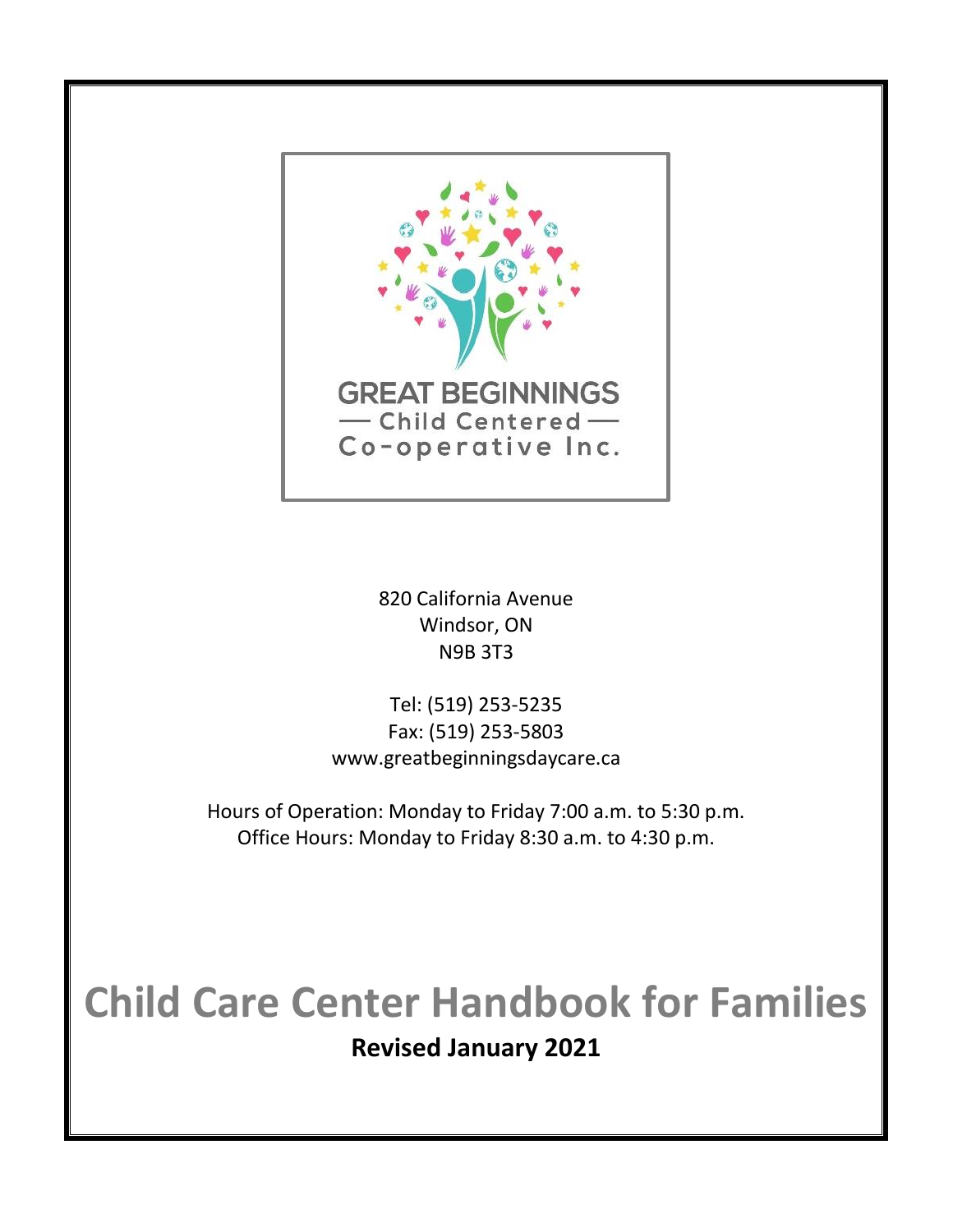GREAT BEGINNINGS
— Child Centered —
Co-operative Inc.

820 California Avenue
Windsor, ON
N9B 3T3

Tel: (519) 253-5235
Fax: (519) 253-5803
www.greatbeginningsdaycare.ca

Hours of Operation: Monday to Friday 7:00 a.m. to 5:30 p.m.
Office Hours: Monday to Friday 8:30 a.m. to 4:30 p.m.

# Child Care Center Handbook for Families

**Revised January 2021**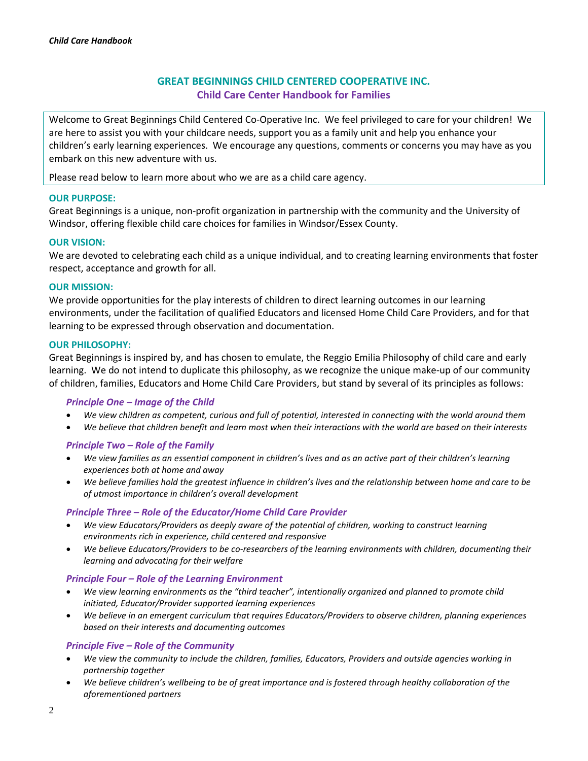# GREAT BEGINNINGS CHILD CENTERED COOPERATIVE INC.

## Child Care Center Handbook for Families

Welcome to Great Beginnings Child Centered Co-Operative Inc. We feel privileged to care for your children! We are here to assist you with your childcare needs, support you as a family unit and help you enhance your children's early learning experiences. We encourage any questions, comments or concerns you may have as you embark on this new adventure with us.

Please read below to learn more about who we are as a child care agency.

### OUR PURPOSE:

Great Beginnings is a unique, non-profit organization in partnership with the community and the University of Windsor, offering flexible child care choices for families in Windsor/Essex County.

### OUR VISION:

We are devoted to celebrating each child as a unique individual, and to creating learning environments that foster respect, acceptance and growth for all.

### OUR MISSION:

We provide opportunities for the play interests of children to direct learning outcomes in our learning environments, under the facilitation of qualified Educators and licensed Home Child Care Providers, and for that learning to be expressed through observation and documentation.

### OUR PHILOSOPHY:

Great Beginnings is inspired by, and has chosen to emulate, the Reggio Emilia Philosophy of child care and early learning. We do not intend to duplicate this philosophy, as we recognize the unique make-up of our community of children, families, Educators and Home Child Care Providers, but stand by several of its principles as follows:

#### *Principle One – Image of the Child*

- *We view children as competent, curious and full of potential, interested in connecting with the world around them*
- *We believe that children benefit and learn most when their interactions with the world are based on their interests*

#### *Principle Two – Role of the Family*

- *We view families as an essential component in children's lives and as an active part of their children's learning experiences both at home and away*
- *We believe families hold the greatest influence in children's lives and the relationship between home and care to be of utmost importance in children's overall development*

#### *Principle Three – Role of the Educator/Home Child Care Provider*

- *We view Educators/Providers as deeply aware of the potential of children, working to construct learning environments rich in experience, child centered and responsive*
- *We believe Educators/Providers to be co-researchers of the learning environments with children, documenting their learning and advocating for their welfare*

#### *Principle Four – Role of the Learning Environment*

- *We view learning environments as the "third teacher", intentionally organized and planned to promote child initiated, Educator/Provider supported learning experiences*
- *We believe in an emergent curriculum that requires Educators/Providers to observe children, planning experiences based on their interests and documenting outcomes*

#### *Principle Five – Role of the Community*

- *We view the community to include the children, families, Educators, Providers and outside agencies working in partnership together*
- *We believe children's wellbeing to be of great importance and is fostered through healthy collaboration of the aforementioned partners*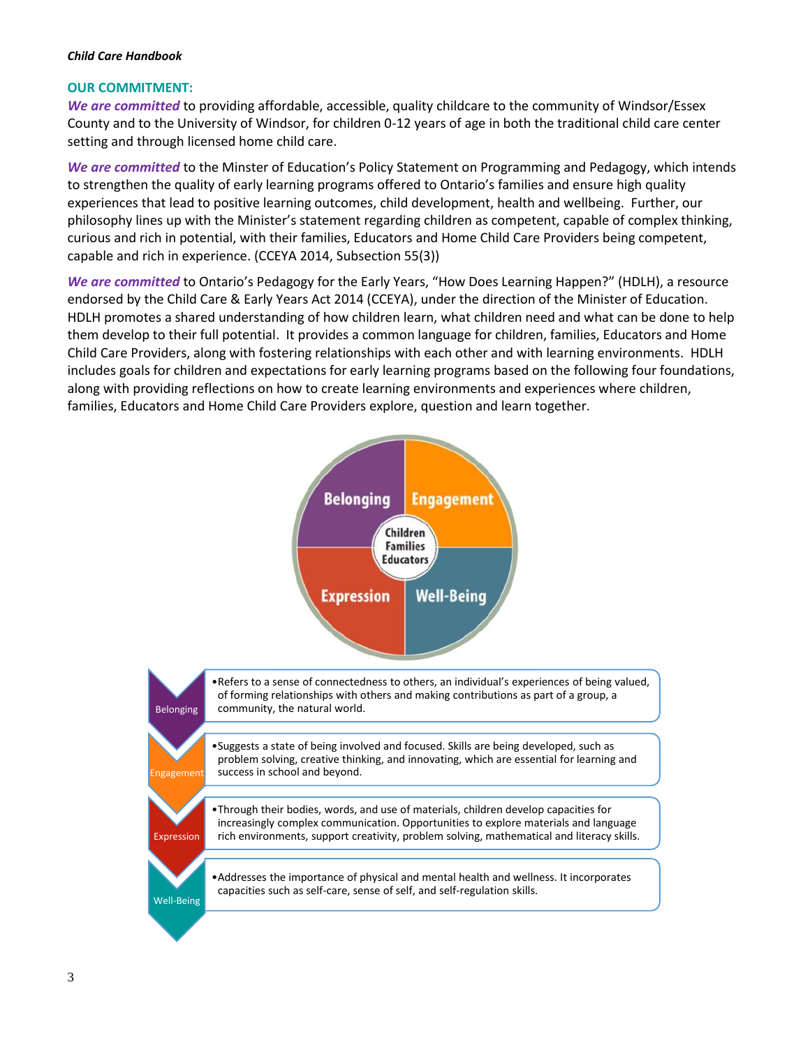## OUR COMMITMENT:

***We are committed*** to providing affordable, accessible, quality childcare to the community of Windsor/Essex County and to the University of Windsor, for children 0-12 years of age in both the traditional child care center setting and through licensed home child care.

***We are committed*** to the Minster of Education's Policy Statement on Programming and Pedagogy, which intends to strengthen the quality of early learning programs offered to Ontario's families and ensure high quality experiences that lead to positive learning outcomes, child development, health and wellbeing. Further, our philosophy lines up with the Minister's statement regarding children as competent, capable of complex thinking, curious and rich in potential, with their families, Educators and Home Child Care Providers being competent, capable and rich in experience. (CCEYA 2014, Subsection 55(3))

***We are committed*** to Ontario's Pedagogy for the Early Years, "How Does Learning Happen?" (HDLH), a resource endorsed by the Child Care & Early Years Act 2014 (CCEYA), under the direction of the Minister of Education. HDLH promotes a shared understanding of how children learn, what children need and what can be done to help them develop to their full potential. It provides a common language for children, families, Educators and Home Child Care Providers, along with fostering relationships with each other and with learning environments. HDLH includes goals for children and expectations for early learning programs based on the following four foundations, along with providing reflections on how to create learning environments and experiences where children, families, Educators and Home Child Care Providers explore, question and learn together.

Belonging | Engagement | Expression | Well-Being

Children, Families, Educators

- **Belonging**
  - Refers to a sense of connectedness to others, an individual's experiences of being valued, of forming relationships with others and making contributions as part of a group, a community, the natural world.
- **Engagement**
  - Suggests a state of being involved and focused. Skills are being developed, such as problem solving, creative thinking, and innovating, which are essential for learning and success in school and beyond.
- **Expression**
  - Through their bodies, words, and use of materials, children develop capacities for increasingly complex communication. Opportunities to explore materials and language rich environments, support creativity, problem solving, mathematical and literacy skills.
- **Well-Being**
  - Addresses the importance of physical and mental health and wellness. It incorporates capacities such as self-care, sense of self, and self-regulation skills.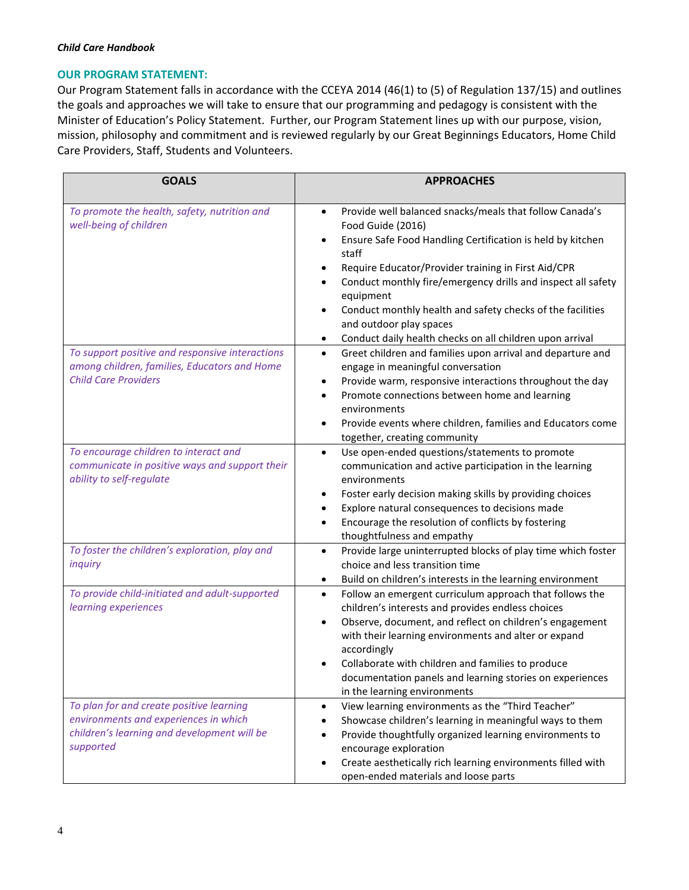## OUR PROGRAM STATEMENT:

Our Program Statement falls in accordance with the CCEYA 2014 (46(1) to (5) of Regulation 137/15) and outlines the goals and approaches we will take to ensure that our programming and pedagogy is consistent with the Minister of Education's Policy Statement. Further, our Program Statement lines up with our purpose, vision, mission, philosophy and commitment and is reviewed regularly by our Great Beginnings Educators, Home Child Care Providers, Staff, Students and Volunteers.

| GOALS | APPROACHES |
|---|---|
| *To promote the health, safety, nutrition and well-being of children* | • Provide well balanced snacks/meals that follow Canada's Food Guide (2016)<br>• Ensure Safe Food Handling Certification is held by kitchen staff<br>• Require Educator/Provider training in First Aid/CPR<br>• Conduct monthly fire/emergency drills and inspect all safety equipment<br>• Conduct monthly health and safety checks of the facilities and outdoor play spaces<br>• Conduct daily health checks on all children upon arrival |
| *To support positive and responsive interactions among children, families, Educators and Home Child Care Providers* | • Greet children and families upon arrival and departure and engage in meaningful conversation<br>• Provide warm, responsive interactions throughout the day<br>• Promote connections between home and learning environments<br>• Provide events where children, families and Educators come together, creating community |
| *To encourage children to interact and communicate in positive ways and support their ability to self-regulate* | • Use open-ended questions/statements to promote communication and active participation in the learning environments<br>• Foster early decision making skills by providing choices<br>• Explore natural consequences to decisions made<br>• Encourage the resolution of conflicts by fostering thoughtfulness and empathy |
| *To foster the children's exploration, play and inquiry* | • Provide large uninterrupted blocks of play time which foster choice and less transition time<br>• Build on children's interests in the learning environment |
| *To provide child-initiated and adult-supported learning experiences* | • Follow an emergent curriculum approach that follows the children's interests and provides endless choices<br>• Observe, document, and reflect on children's engagement with their learning environments and alter or expand accordingly<br>• Collaborate with children and families to produce documentation panels and learning stories on experiences in the learning environments |
| *To plan for and create positive learning environments and experiences in which children's learning and development will be supported* | • View learning environments as the "Third Teacher"<br>• Showcase children's learning in meaningful ways to them<br>• Provide thoughtfully organized learning environments to encourage exploration<br>• Create aesthetically rich learning environments filled with open-ended materials and loose parts |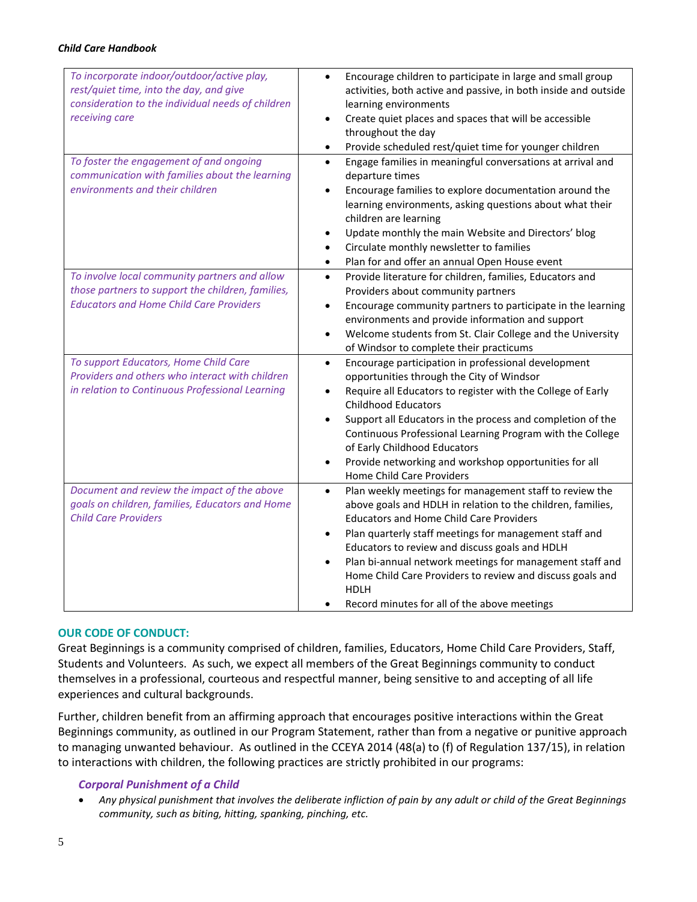| | |
|---|---|
| *To incorporate indoor/outdoor/active play, rest/quiet time, into the day, and give consideration to the individual needs of children receiving care* | • Encourage children to participate in large and small group activities, both active and passive, in both inside and outside learning environments<br>• Create quiet places and spaces that will be accessible throughout the day<br>• Provide scheduled rest/quiet time for younger children |
| *To foster the engagement of and ongoing communication with families about the learning environments and their children* | • Engage families in meaningful conversations at arrival and departure times<br>• Encourage families to explore documentation around the learning environments, asking questions about what their children are learning<br>• Update monthly the main Website and Directors' blog<br>• Circulate monthly newsletter to families<br>• Plan for and offer an annual Open House event |
| *To involve local community partners and allow those partners to support the children, families, Educators and Home Child Care Providers* | • Provide literature for children, families, Educators and Providers about community partners<br>• Encourage community partners to participate in the learning environments and provide information and support<br>• Welcome students from St. Clair College and the University of Windsor to complete their practicums |
| *To support Educators, Home Child Care Providers and others who interact with children in relation to Continuous Professional Learning* | • Encourage participation in professional development opportunities through the City of Windsor<br>• Require all Educators to register with the College of Early Childhood Educators<br>• Support all Educators in the process and completion of the Continuous Professional Learning Program with the College of Early Childhood Educators<br>• Provide networking and workshop opportunities for all Home Child Care Providers |
| *Document and review the impact of the above goals on children, families, Educators and Home Child Care Providers* | • Plan weekly meetings for management staff to review the above goals and HDLH in relation to the children, families, Educators and Home Child Care Providers<br>• Plan quarterly staff meetings for management staff and Educators to review and discuss goals and HDLH<br>• Plan bi-annual network meetings for management staff and Home Child Care Providers to review and discuss goals and HDLH<br>• Record minutes for all of the above meetings |

## OUR CODE OF CONDUCT:

Great Beginnings is a community comprised of children, families, Educators, Home Child Care Providers, Staff, Students and Volunteers. As such, we expect all members of the Great Beginnings community to conduct themselves in a professional, courteous and respectful manner, being sensitive to and accepting of all life experiences and cultural backgrounds.

Further, children benefit from an affirming approach that encourages positive interactions within the Great Beginnings community, as outlined in our Program Statement, rather than from a negative or punitive approach to managing unwanted behaviour. As outlined in the CCEYA 2014 (48(a) to (f) of Regulation 137/15), in relation to interactions with children, the following practices are strictly prohibited in our programs:

### *Corporal Punishment of a Child*

- *Any physical punishment that involves the deliberate infliction of pain by any adult or child of the Great Beginnings community, such as biting, hitting, spanking, pinching, etc.*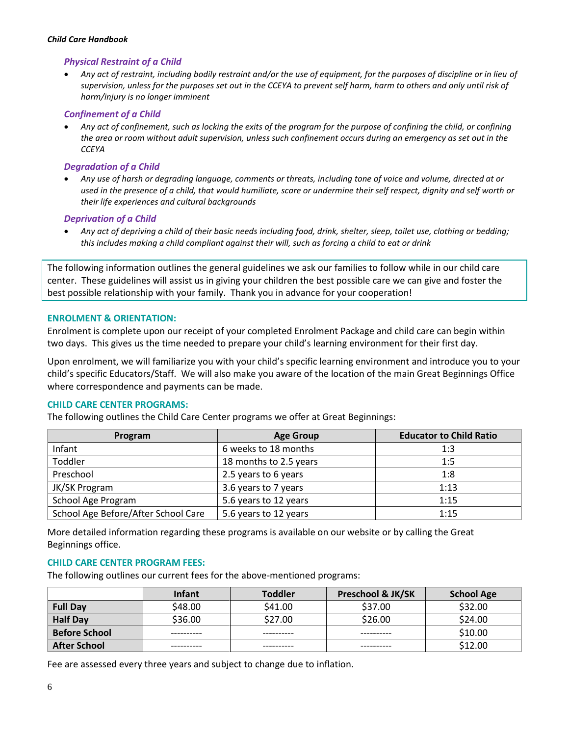### *Physical Restraint of a Child*

- *Any act of restraint, including bodily restraint and/or the use of equipment, for the purposes of discipline or in lieu of supervision, unless for the purposes set out in the CCEYA to prevent self harm, harm to others and only until risk of harm/injury is no longer imminent*

### *Confinement of a Child*

- *Any act of confinement, such as locking the exits of the program for the purpose of confining the child, or confining the area or room without adult supervision, unless such confinement occurs during an emergency as set out in the CCEYA*

### *Degradation of a Child*

- *Any use of harsh or degrading language, comments or threats, including tone of voice and volume, directed at or used in the presence of a child, that would humiliate, scare or undermine their self respect, dignity and self worth or their life experiences and cultural backgrounds*

### *Deprivation of a Child*

- *Any act of depriving a child of their basic needs including food, drink, shelter, sleep, toilet use, clothing or bedding; this includes making a child compliant against their will, such as forcing a child to eat or drink*

The following information outlines the general guidelines we ask our families to follow while in our child care center. These guidelines will assist us in giving your children the best possible care we can give and foster the best possible relationship with your family. Thank you in advance for your cooperation!

## ENROLMENT & ORIENTATION:

Enrolment is complete upon our receipt of your completed Enrolment Package and child care can begin within two days. This gives us the time needed to prepare your child's learning environment for their first day.

Upon enrolment, we will familiarize you with your child's specific learning environment and introduce you to your child's specific Educators/Staff. We will also make you aware of the location of the main Great Beginnings Office where correspondence and payments can be made.

## CHILD CARE CENTER PROGRAMS:

The following outlines the Child Care Center programs we offer at Great Beginnings:

| Program | Age Group | Educator to Child Ratio |
|---|---|---|
| Infant | 6 weeks to 18 months | 1:3 |
| Toddler | 18 months to 2.5 years | 1:5 |
| Preschool | 2.5 years to 6 years | 1:8 |
| JK/SK Program | 3.6 years to 7 years | 1:13 |
| School Age Program | 5.6 years to 12 years | 1:15 |
| School Age Before/After School Care | 5.6 years to 12 years | 1:15 |

More detailed information regarding these programs is available on our website or by calling the Great Beginnings office.

## CHILD CARE CENTER PROGRAM FEES:

The following outlines our current fees for the above-mentioned programs:

| | Infant | Toddler | Preschool & JK/SK | School Age |
|---|---|---|---|---|
| **Full Day** | $48.00 | $41.00 | $37.00 | $32.00 |
| **Half Day** | $36.00 | $27.00 | $26.00 | $24.00 |
| **Before School** | ---------- | ---------- | ---------- | $10.00 |
| **After School** | ---------- | ---------- | ---------- | $12.00 |

Fee are assessed every three years and subject to change due to inflation.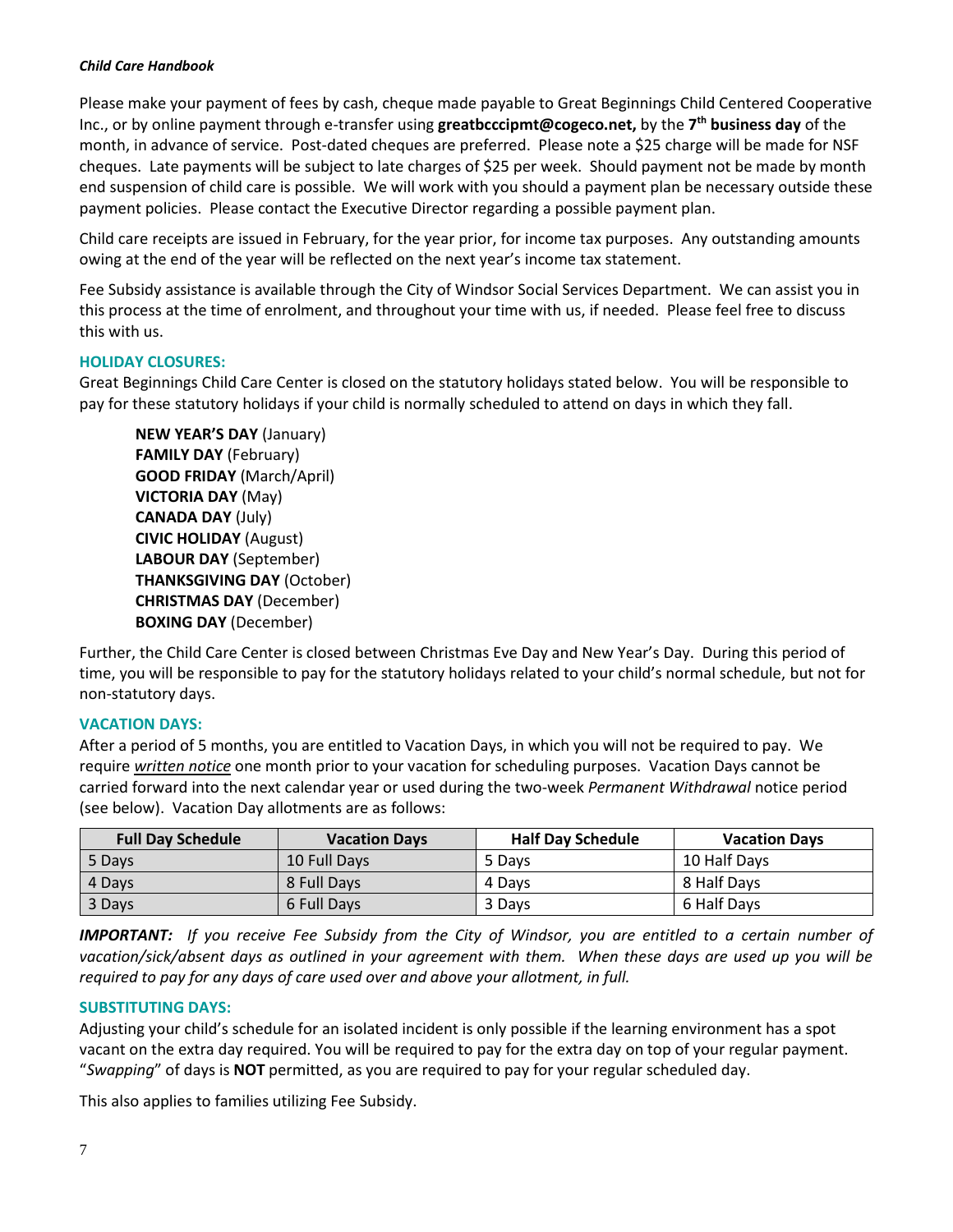Please make your payment of fees by cash, cheque made payable to Great Beginnings Child Centered Cooperative Inc., or by online payment through e-transfer using **greatbcccipmt@cogeco.net,** by the **7th business day** of the month, in advance of service. Post-dated cheques are preferred. Please note a $25 charge will be made for NSF cheques. Late payments will be subject to late charges of $25 per week. Should payment not be made by month end suspension of child care is possible. We will work with you should a payment plan be necessary outside these payment policies. Please contact the Executive Director regarding a possible payment plan.

Child care receipts are issued in February, for the year prior, for income tax purposes. Any outstanding amounts owing at the end of the year will be reflected on the next year's income tax statement.

Fee Subsidy assistance is available through the City of Windsor Social Services Department. We can assist you in this process at the time of enrolment, and throughout your time with us, if needed. Please feel free to discuss this with us.

### HOLIDAY CLOSURES:

Great Beginnings Child Care Center is closed on the statutory holidays stated below. You will be responsible to pay for these statutory holidays if your child is normally scheduled to attend on days in which they fall.

**NEW YEAR'S DAY** (January)
**FAMILY DAY** (February)
**GOOD FRIDAY** (March/April)
**VICTORIA DAY** (May)
**CANADA DAY** (July)
**CIVIC HOLIDAY** (August)
**LABOUR DAY** (September)
**THANKSGIVING DAY** (October)
**CHRISTMAS DAY** (December)
**BOXING DAY** (December)

Further, the Child Care Center is closed between Christmas Eve Day and New Year's Day. During this period of time, you will be responsible to pay for the statutory holidays related to your child's normal schedule, but not for non-statutory days.

### VACATION DAYS:

After a period of 5 months, you are entitled to Vacation Days, in which you will not be required to pay. We require ***written notice*** one month prior to your vacation for scheduling purposes. Vacation Days cannot be carried forward into the next calendar year or used during the two-week *Permanent Withdrawal* notice period (see below). Vacation Day allotments are as follows:

| Full Day Schedule | Vacation Days | Half Day Schedule | Vacation Days |
|---|---|---|---|
| 5 Days | 10 Full Days | 5 Days | 10 Half Days |
| 4 Days | 8 Full Days | 4 Days | 8 Half Days |
| 3 Days | 6 Full Days | 3 Days | 6 Half Days |

***IMPORTANT:*** *If you receive Fee Subsidy from the City of Windsor, you are entitled to a certain number of vacation/sick/absent days as outlined in your agreement with them. When these days are used up you will be required to pay for any days of care used over and above your allotment, in full.*

### SUBSTITUTING DAYS:

Adjusting your child's schedule for an isolated incident is only possible if the learning environment has a spot vacant on the extra day required. You will be required to pay for the extra day on top of your regular payment. "*Swapping*" of days is **NOT** permitted, as you are required to pay for your regular scheduled day.

This also applies to families utilizing Fee Subsidy.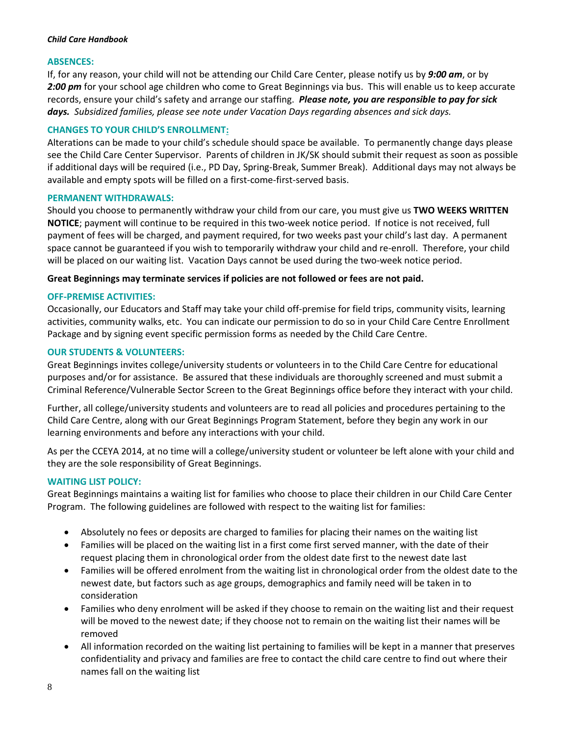## ABSENCES:

If, for any reason, your child will not be attending our Child Care Center, please notify us by ***9:00 am***, or by ***2:00 pm*** for your school age children who come to Great Beginnings via bus. This will enable us to keep accurate records, ensure your child's safety and arrange our staffing. ***Please note, you are responsible to pay for sick days.*** *Subsidized families, please see note under Vacation Days regarding absences and sick days.*

## CHANGES TO YOUR CHILD'S ENROLLMENT:

Alterations can be made to your child's schedule should space be available. To permanently change days please see the Child Care Center Supervisor. Parents of children in JK/SK should submit their request as soon as possible if additional days will be required (i.e., PD Day, Spring-Break, Summer Break). Additional days may not always be available and empty spots will be filled on a first-come-first-served basis.

## PERMANENT WITHDRAWALS:

Should you choose to permanently withdraw your child from our care, you must give us **TWO WEEKS WRITTEN NOTICE**; payment will continue to be required in this two-week notice period. If notice is not received, full payment of fees will be charged, and payment required, for two weeks past your child's last day. A permanent space cannot be guaranteed if you wish to temporarily withdraw your child and re-enroll. Therefore, your child will be placed on our waiting list. Vacation Days cannot be used during the two-week notice period.

**Great Beginnings may terminate services if policies are not followed or fees are not paid.**

## OFF-PREMISE ACTIVITIES:

Occasionally, our Educators and Staff may take your child off-premise for field trips, community visits, learning activities, community walks, etc. You can indicate our permission to do so in your Child Care Centre Enrollment Package and by signing event specific permission forms as needed by the Child Care Centre.

## OUR STUDENTS & VOLUNTEERS:

Great Beginnings invites college/university students or volunteers in to the Child Care Centre for educational purposes and/or for assistance. Be assured that these individuals are thoroughly screened and must submit a Criminal Reference/Vulnerable Sector Screen to the Great Beginnings office before they interact with your child.

Further, all college/university students and volunteers are to read all policies and procedures pertaining to the Child Care Centre, along with our Great Beginnings Program Statement, before they begin any work in our learning environments and before any interactions with your child.

As per the CCEYA 2014, at no time will a college/university student or volunteer be left alone with your child and they are the sole responsibility of Great Beginnings.

## WAITING LIST POLICY:

Great Beginnings maintains a waiting list for families who choose to place their children in our Child Care Center Program. The following guidelines are followed with respect to the waiting list for families:

- Absolutely no fees or deposits are charged to families for placing their names on the waiting list
- Families will be placed on the waiting list in a first come first served manner, with the date of their request placing them in chronological order from the oldest date first to the newest date last
- Families will be offered enrolment from the waiting list in chronological order from the oldest date to the newest date, but factors such as age groups, demographics and family need will be taken in to consideration
- Families who deny enrolment will be asked if they choose to remain on the waiting list and their request will be moved to the newest date; if they choose not to remain on the waiting list their names will be removed
- All information recorded on the waiting list pertaining to families will be kept in a manner that preserves confidentiality and privacy and families are free to contact the child care centre to find out where their names fall on the waiting list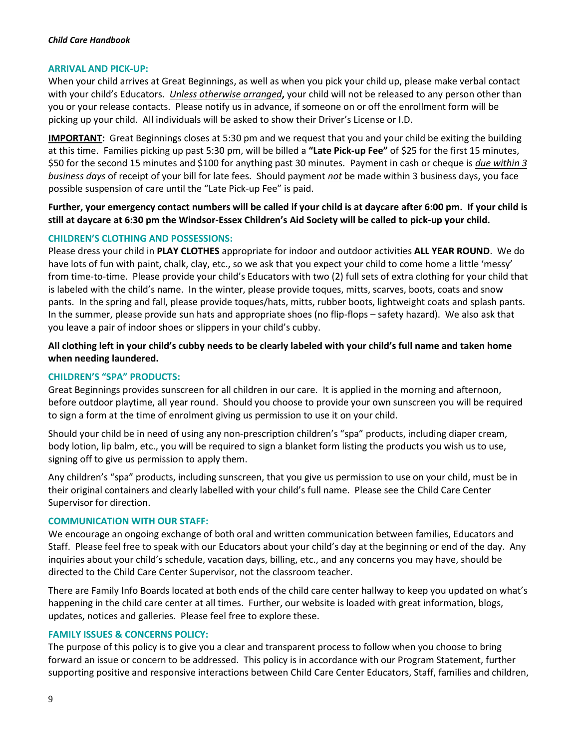### ARRIVAL AND PICK-UP:

When your child arrives at Great Beginnings, as well as when you pick your child up, please make verbal contact with your child's Educators. *Unless otherwise arranged***,** your child will not be released to any person other than you or your release contacts. Please notify us in advance, if someone on or off the enrollment form will be picking up your child. All individuals will be asked to show their Driver's License or I.D.

**IMPORTANT:** Great Beginnings closes at 5:30 pm and we request that you and your child be exiting the building at this time. Families picking up past 5:30 pm, will be billed a **"Late Pick-up Fee"** of $25 for the first 15 minutes, $50 for the second 15 minutes and $100 for anything past 30 minutes. Payment in cash or cheque is *due within 3 business days* of receipt of your bill for late fees. Should payment *not* be made within 3 business days, you face possible suspension of care until the "Late Pick-up Fee" is paid.

**Further, your emergency contact numbers will be called if your child is at daycare after 6:00 pm. If your child is still at daycare at 6:30 pm the Windsor-Essex Children's Aid Society will be called to pick-up your child.**

### CHILDREN'S CLOTHING AND POSSESSIONS:

Please dress your child in **PLAY CLOTHES** appropriate for indoor and outdoor activities **ALL YEAR ROUND**. We do have lots of fun with paint, chalk, clay, etc., so we ask that you expect your child to come home a little 'messy' from time-to-time. Please provide your child's Educators with two (2) full sets of extra clothing for your child that is labeled with the child's name. In the winter, please provide toques, mitts, scarves, boots, coats and snow pants. In the spring and fall, please provide toques/hats, mitts, rubber boots, lightweight coats and splash pants. In the summer, please provide sun hats and appropriate shoes (no flip-flops – safety hazard). We also ask that you leave a pair of indoor shoes or slippers in your child's cubby.

**All clothing left in your child's cubby needs to be clearly labeled with your child's full name and taken home when needing laundered.**

### CHILDREN'S "SPA" PRODUCTS:

Great Beginnings provides sunscreen for all children in our care. It is applied in the morning and afternoon, before outdoor playtime, all year round. Should you choose to provide your own sunscreen you will be required to sign a form at the time of enrolment giving us permission to use it on your child.

Should your child be in need of using any non-prescription children's "spa" products, including diaper cream, body lotion, lip balm, etc., you will be required to sign a blanket form listing the products you wish us to use, signing off to give us permission to apply them.

Any children's "spa" products, including sunscreen, that you give us permission to use on your child, must be in their original containers and clearly labelled with your child's full name. Please see the Child Care Center Supervisor for direction.

### COMMUNICATION WITH OUR STAFF:

We encourage an ongoing exchange of both oral and written communication between families, Educators and Staff. Please feel free to speak with our Educators about your child's day at the beginning or end of the day. Any inquiries about your child's schedule, vacation days, billing, etc., and any concerns you may have, should be directed to the Child Care Center Supervisor, not the classroom teacher.

There are Family Info Boards located at both ends of the child care center hallway to keep you updated on what's happening in the child care center at all times. Further, our website is loaded with great information, blogs, updates, notices and galleries. Please feel free to explore these.

### FAMILY ISSUES & CONCERNS POLICY:

The purpose of this policy is to give you a clear and transparent process to follow when you choose to bring forward an issue or concern to be addressed. This policy is in accordance with our Program Statement, further supporting positive and responsive interactions between Child Care Center Educators, Staff, families and children,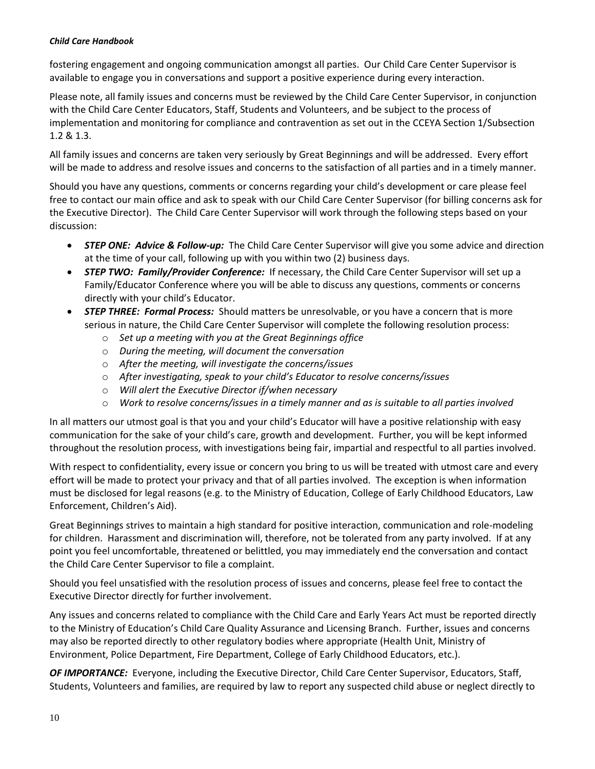fostering engagement and ongoing communication amongst all parties. Our Child Care Center Supervisor is available to engage you in conversations and support a positive experience during every interaction.

Please note, all family issues and concerns must be reviewed by the Child Care Center Supervisor, in conjunction with the Child Care Center Educators, Staff, Students and Volunteers, and be subject to the process of implementation and monitoring for compliance and contravention as set out in the CCEYA Section 1/Subsection 1.2 & 1.3.

All family issues and concerns are taken very seriously by Great Beginnings and will be addressed. Every effort will be made to address and resolve issues and concerns to the satisfaction of all parties and in a timely manner.

Should you have any questions, comments or concerns regarding your child's development or care please feel free to contact our main office and ask to speak with our Child Care Center Supervisor (for billing concerns ask for the Executive Director). The Child Care Center Supervisor will work through the following steps based on your discussion:

- ***STEP ONE: Advice & Follow-up:*** The Child Care Center Supervisor will give you some advice and direction at the time of your call, following up with you within two (2) business days.
- ***STEP TWO: Family/Provider Conference:*** If necessary, the Child Care Center Supervisor will set up a Family/Educator Conference where you will be able to discuss any questions, comments or concerns directly with your child's Educator.
- ***STEP THREE: Formal Process:*** Should matters be unresolvable, or you have a concern that is more serious in nature, the Child Care Center Supervisor will complete the following resolution process:
    - *Set up a meeting with you at the Great Beginnings office*
    - *During the meeting, will document the conversation*
    - *After the meeting, will investigate the concerns/issues*
    - *After investigating, speak to your child's Educator to resolve concerns/issues*
    - *Will alert the Executive Director if/when necessary*
    - *Work to resolve concerns/issues in a timely manner and as is suitable to all parties involved*

In all matters our utmost goal is that you and your child's Educator will have a positive relationship with easy communication for the sake of your child's care, growth and development. Further, you will be kept informed throughout the resolution process, with investigations being fair, impartial and respectful to all parties involved.

With respect to confidentiality, every issue or concern you bring to us will be treated with utmost care and every effort will be made to protect your privacy and that of all parties involved. The exception is when information must be disclosed for legal reasons (e.g. to the Ministry of Education, College of Early Childhood Educators, Law Enforcement, Children's Aid).

Great Beginnings strives to maintain a high standard for positive interaction, communication and role-modeling for children. Harassment and discrimination will, therefore, not be tolerated from any party involved. If at any point you feel uncomfortable, threatened or belittled, you may immediately end the conversation and contact the Child Care Center Supervisor to file a complaint.

Should you feel unsatisfied with the resolution process of issues and concerns, please feel free to contact the Executive Director directly for further involvement.

Any issues and concerns related to compliance with the Child Care and Early Years Act must be reported directly to the Ministry of Education's Child Care Quality Assurance and Licensing Branch. Further, issues and concerns may also be reported directly to other regulatory bodies where appropriate (Health Unit, Ministry of Environment, Police Department, Fire Department, College of Early Childhood Educators, etc.).

***OF IMPORTANCE:*** Everyone, including the Executive Director, Child Care Center Supervisor, Educators, Staff, Students, Volunteers and families, are required by law to report any suspected child abuse or neglect directly to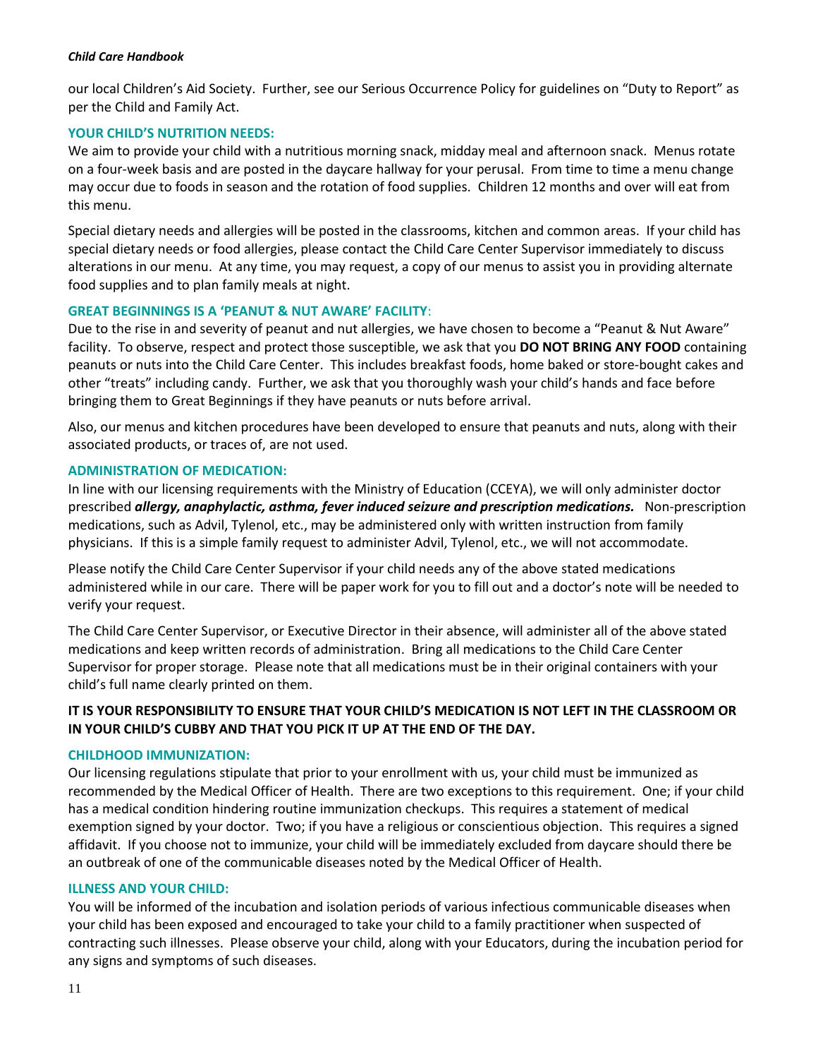our local Children's Aid Society. Further, see our Serious Occurrence Policy for guidelines on "Duty to Report" as per the Child and Family Act.

### YOUR CHILD'S NUTRITION NEEDS:

We aim to provide your child with a nutritious morning snack, midday meal and afternoon snack. Menus rotate on a four-week basis and are posted in the daycare hallway for your perusal. From time to time a menu change may occur due to foods in season and the rotation of food supplies. Children 12 months and over will eat from this menu.

Special dietary needs and allergies will be posted in the classrooms, kitchen and common areas. If your child has special dietary needs or food allergies, please contact the Child Care Center Supervisor immediately to discuss alterations in our menu. At any time, you may request, a copy of our menus to assist you in providing alternate food supplies and to plan family meals at night.

### GREAT BEGINNINGS IS A 'PEANUT & NUT AWARE' FACILITY:

Due to the rise in and severity of peanut and nut allergies, we have chosen to become a "Peanut & Nut Aware" facility. To observe, respect and protect those susceptible, we ask that you **DO NOT BRING ANY FOOD** containing peanuts or nuts into the Child Care Center. This includes breakfast foods, home baked or store-bought cakes and other "treats" including candy. Further, we ask that you thoroughly wash your child's hands and face before bringing them to Great Beginnings if they have peanuts or nuts before arrival.

Also, our menus and kitchen procedures have been developed to ensure that peanuts and nuts, along with their associated products, or traces of, are not used.

### ADMINISTRATION OF MEDICATION:

In line with our licensing requirements with the Ministry of Education (CCEYA), we will only administer doctor prescribed ***allergy, anaphylactic, asthma, fever induced seizure and prescription medications.*** Non-prescription medications, such as Advil, Tylenol, etc., may be administered only with written instruction from family physicians. If this is a simple family request to administer Advil, Tylenol, etc., we will not accommodate.

Please notify the Child Care Center Supervisor if your child needs any of the above stated medications administered while in our care. There will be paper work for you to fill out and a doctor's note will be needed to verify your request.

The Child Care Center Supervisor, or Executive Director in their absence, will administer all of the above stated medications and keep written records of administration. Bring all medications to the Child Care Center Supervisor for proper storage. Please note that all medications must be in their original containers with your child's full name clearly printed on them.

**IT IS YOUR RESPONSIBILITY TO ENSURE THAT YOUR CHILD'S MEDICATION IS NOT LEFT IN THE CLASSROOM OR IN YOUR CHILD'S CUBBY AND THAT YOU PICK IT UP AT THE END OF THE DAY.**

### CHILDHOOD IMMUNIZATION:

Our licensing regulations stipulate that prior to your enrollment with us, your child must be immunized as recommended by the Medical Officer of Health. There are two exceptions to this requirement. One; if your child has a medical condition hindering routine immunization checkups. This requires a statement of medical exemption signed by your doctor. Two; if you have a religious or conscientious objection. This requires a signed affidavit. If you choose not to immunize, your child will be immediately excluded from daycare should there be an outbreak of one of the communicable diseases noted by the Medical Officer of Health.

### ILLNESS AND YOUR CHILD:

You will be informed of the incubation and isolation periods of various infectious communicable diseases when your child has been exposed and encouraged to take your child to a family practitioner when suspected of contracting such illnesses. Please observe your child, along with your Educators, during the incubation period for any signs and symptoms of such diseases.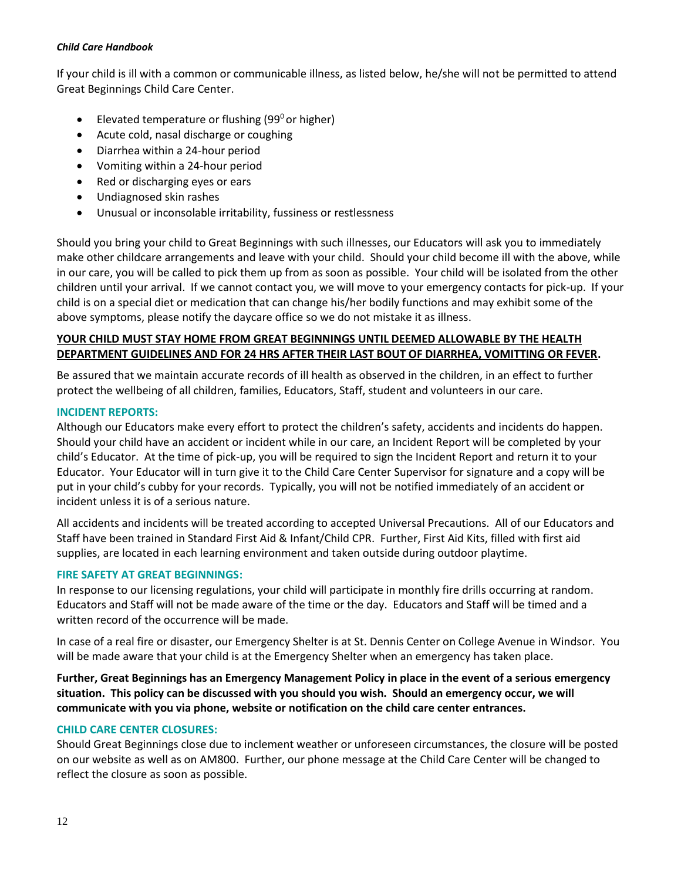If your child is ill with a common or communicable illness, as listed below, he/she will not be permitted to attend Great Beginnings Child Care Center.

- Elevated temperature or flushing ($99^0$ or higher)
- Acute cold, nasal discharge or coughing
- Diarrhea within a 24-hour period
- Vomiting within a 24-hour period
- Red or discharging eyes or ears
- Undiagnosed skin rashes
- Unusual or inconsolable irritability, fussiness or restlessness

Should you bring your child to Great Beginnings with such illnesses, our Educators will ask you to immediately make other childcare arrangements and leave with your child. Should your child become ill with the above, while in our care, you will be called to pick them up from as soon as possible. Your child will be isolated from the other children until your arrival. If we cannot contact you, we will move to your emergency contacts for pick-up. If your child is on a special diet or medication that can change his/her bodily functions and may exhibit some of the above symptoms, please notify the daycare office so we do not mistake it as illness.

**<u>YOUR CHILD MUST STAY HOME FROM GREAT BEGINNINGS UNTIL DEEMED ALLOWABLE BY THE HEALTH DEPARTMENT GUIDELINES AND FOR 24 HRS AFTER THEIR LAST BOUT OF DIARRHEA, VOMITTING OR FEVER</u>.**

Be assured that we maintain accurate records of ill health as observed in the children, in an effect to further protect the wellbeing of all children, families, Educators, Staff, student and volunteers in our care.

### INCIDENT REPORTS:

Although our Educators make every effort to protect the children's safety, accidents and incidents do happen. Should your child have an accident or incident while in our care, an Incident Report will be completed by your child's Educator. At the time of pick-up, you will be required to sign the Incident Report and return it to your Educator. Your Educator will in turn give it to the Child Care Center Supervisor for signature and a copy will be put in your child's cubby for your records. Typically, you will not be notified immediately of an accident or incident unless it is of a serious nature.

All accidents and incidents will be treated according to accepted Universal Precautions. All of our Educators and Staff have been trained in Standard First Aid & Infant/Child CPR. Further, First Aid Kits, filled with first aid supplies, are located in each learning environment and taken outside during outdoor playtime.

### FIRE SAFETY AT GREAT BEGINNINGS:

In response to our licensing regulations, your child will participate in monthly fire drills occurring at random. Educators and Staff will not be made aware of the time or the day. Educators and Staff will be timed and a written record of the occurrence will be made.

In case of a real fire or disaster, our Emergency Shelter is at St. Dennis Center on College Avenue in Windsor. You will be made aware that your child is at the Emergency Shelter when an emergency has taken place.

**Further, Great Beginnings has an Emergency Management Policy in place in the event of a serious emergency situation. This policy can be discussed with you should you wish. Should an emergency occur, we will communicate with you via phone, website or notification on the child care center entrances.**

### CHILD CARE CENTER CLOSURES:

Should Great Beginnings close due to inclement weather or unforeseen circumstances, the closure will be posted on our website as well as on AM800. Further, our phone message at the Child Care Center will be changed to reflect the closure as soon as possible.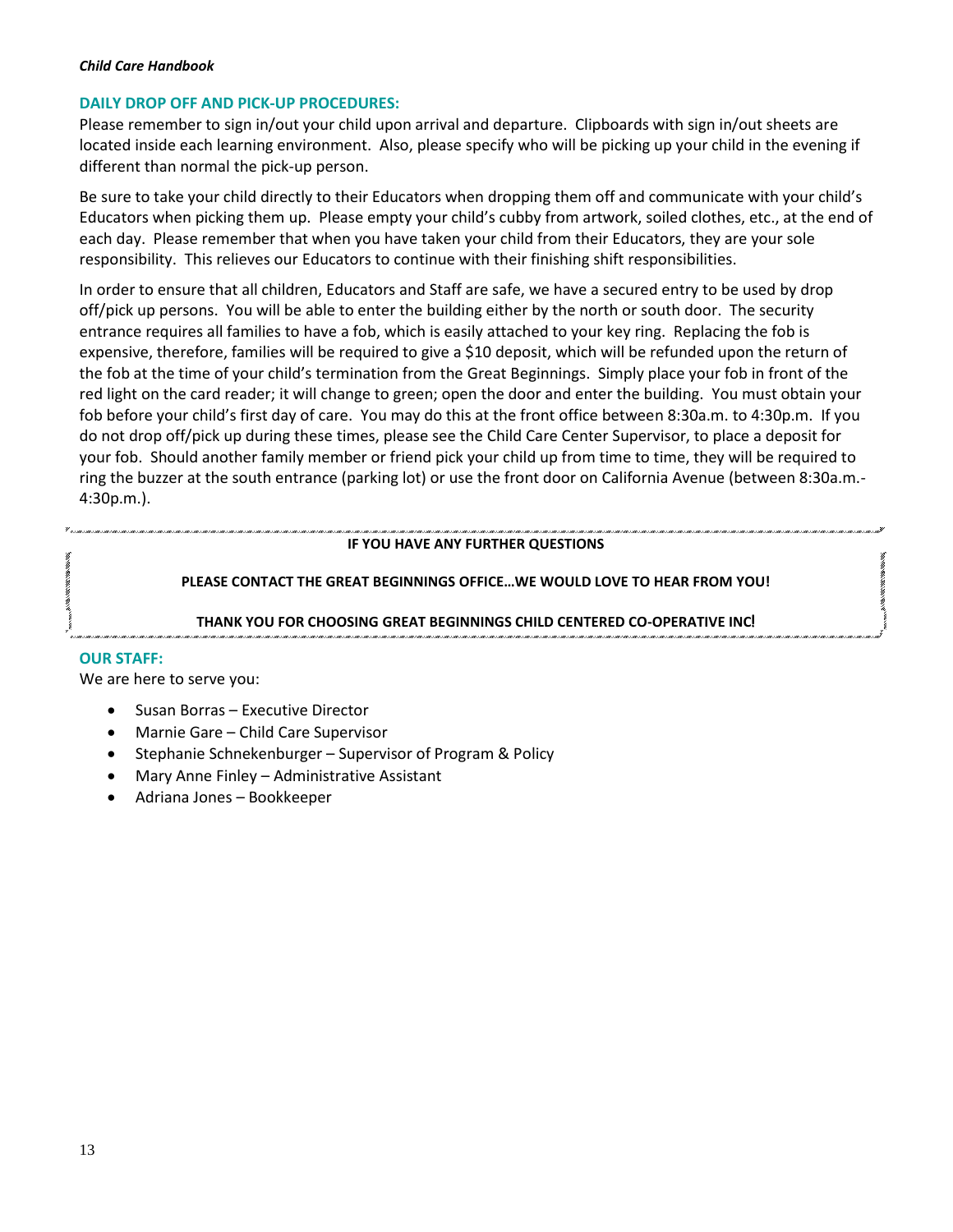## DAILY DROP OFF AND PICK-UP PROCEDURES:

Please remember to sign in/out your child upon arrival and departure. Clipboards with sign in/out sheets are located inside each learning environment. Also, please specify who will be picking up your child in the evening if different than normal the pick-up person.

Be sure to take your child directly to their Educators when dropping them off and communicate with your child's Educators when picking them up. Please empty your child's cubby from artwork, soiled clothes, etc., at the end of each day. Please remember that when you have taken your child from their Educators, they are your sole responsibility. This relieves our Educators to continue with their finishing shift responsibilities.

In order to ensure that all children, Educators and Staff are safe, we have a secured entry to be used by drop off/pick up persons. You will be able to enter the building either by the north or south door. The security entrance requires all families to have a fob, which is easily attached to your key ring. Replacing the fob is expensive, therefore, families will be required to give a $10 deposit, which will be refunded upon the return of the fob at the time of your child's termination from the Great Beginnings. Simply place your fob in front of the red light on the card reader; it will change to green; open the door and enter the building. You must obtain your fob before your child's first day of care. You may do this at the front office between 8:30a.m. to 4:30p.m. If you do not drop off/pick up during these times, please see the Child Care Center Supervisor, to place a deposit for your fob. Should another family member or friend pick your child up from time to time, they will be required to ring the buzzer at the south entrance (parking lot) or use the front door on California Avenue (between 8:30a.m.-4:30p.m.).

**IF YOU HAVE ANY FURTHER QUESTIONS**

**PLEASE CONTACT THE GREAT BEGINNINGS OFFICE…WE WOULD LOVE TO HEAR FROM YOU!**

**THANK YOU FOR CHOOSING GREAT BEGINNINGS CHILD CENTERED CO-OPERATIVE INC!**

## OUR STAFF:

We are here to serve you:

- Susan Borras – Executive Director
- Marnie Gare – Child Care Supervisor
- Stephanie Schnekenburger – Supervisor of Program & Policy
- Mary Anne Finley – Administrative Assistant
- Adriana Jones – Bookkeeper